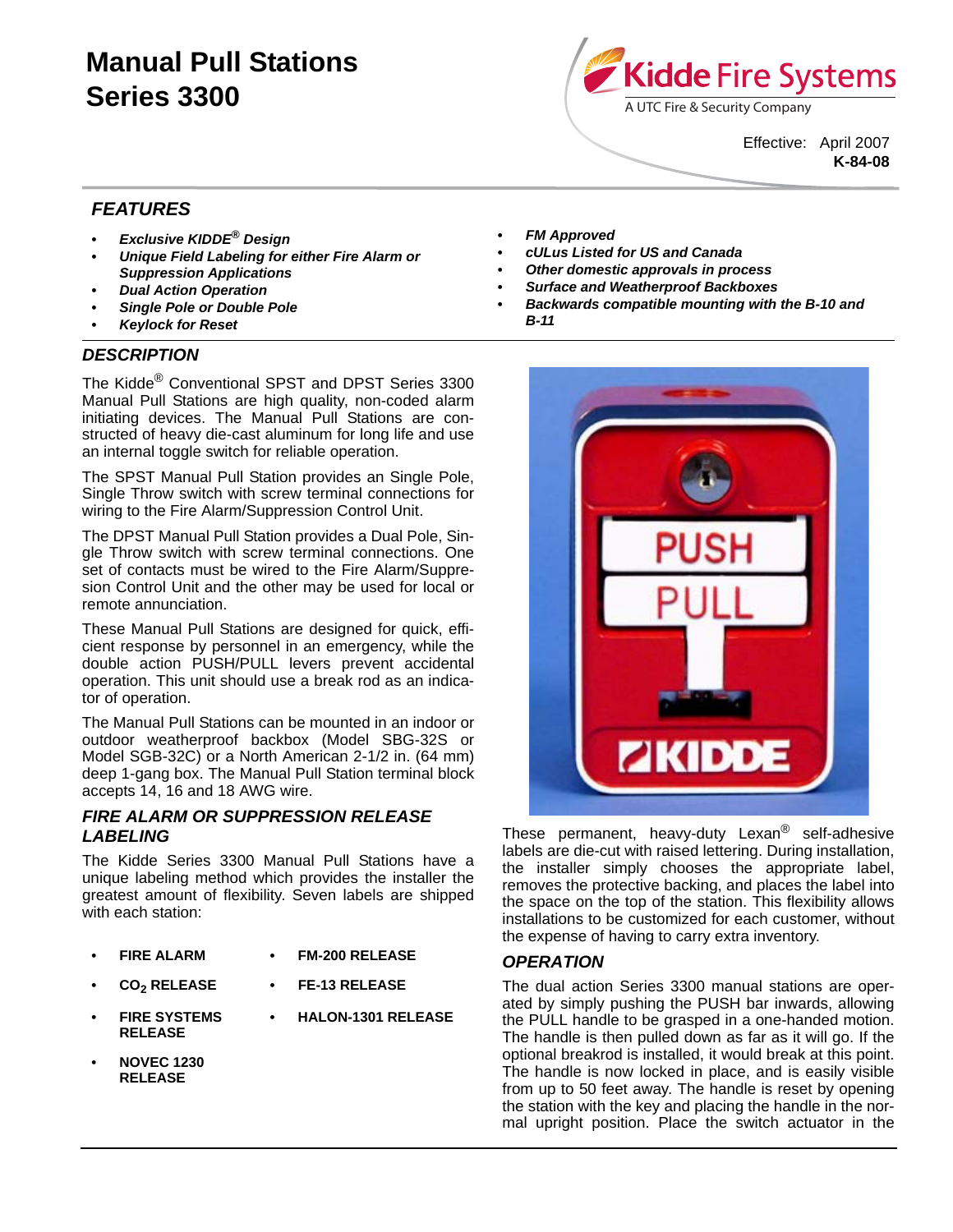# Manual Pull Stations
# Series 3300

Kidde Fire Systems
A UTC Fire & Security Company

Effective: April 2007
**K-84-08**

## FEATURES

- ***Exclusive KIDDE® Design***
- ***Unique Field Labeling for either Fire Alarm or Suppression Applications***
- ***Dual Action Operation***
- ***Single Pole or Double Pole***
- ***Keylock for Reset***
- ***FM Approved***
- ***cULus Listed for US and Canada***
- ***Other domestic approvals in process***
- ***Surface and Weatherproof Backboxes***
- ***Backwards compatible mounting with the B-10 and B-11***

## DESCRIPTION

The Kidde® Conventional SPST and DPST Series 3300 Manual Pull Stations are high quality, non-coded alarm initiating devices. The Manual Pull Stations are constructed of heavy die-cast aluminum for long life and use an internal toggle switch for reliable operation.

The SPST Manual Pull Station provides an Single Pole, Single Throw switch with screw terminal connections for wiring to the Fire Alarm/Suppression Control Unit.

The DPST Manual Pull Station provides a Dual Pole, Single Throw switch with screw terminal connections. One set of contacts must be wired to the Fire Alarm/Suppression Control Unit and the other may be used for local or remote annunciation.

These Manual Pull Stations are designed for quick, efficient response by personnel in an emergency, while the double action PUSH/PULL levers prevent accidental operation. This unit should use a break rod as an indicator of operation.

The Manual Pull Stations can be mounted in an indoor or outdoor weatherproof backbox (Model SBG-32S or Model SGB-32C) or a North American 2-1/2 in. (64 mm) deep 1-gang box. The Manual Pull Station terminal block accepts 14, 16 and 18 AWG wire.

## FIRE ALARM OR SUPPRESSION RELEASE LABELING

The Kidde Series 3300 Manual Pull Stations have a unique labeling method which provides the installer the greatest amount of flexibility. Seven labels are shipped with each station:

- **FIRE ALARM**
- **$CO_2$ RELEASE**
- **FIRE SYSTEMS RELEASE**
- **NOVEC 1230 RELEASE**
- **FM-200 RELEASE**
- **FE-13 RELEASE**
- **HALON-1301 RELEASE**

These permanent, heavy-duty Lexan® self-adhesive labels are die-cut with raised lettering. During installation, the installer simply chooses the appropriate label, removes the protective backing, and places the label into the space on the top of the station. This flexibility allows installations to be customized for each customer, without the expense of having to carry extra inventory.

## OPERATION

The dual action Series 3300 manual stations are operated by simply pushing the PUSH bar inwards, allowing the PULL handle to be grasped in a one-handed motion. The handle is then pulled down as far as it will go. If the optional breakrod is installed, it would break at this point. The handle is now locked in place, and is easily visible from up to 50 feet away. The handle is reset by opening the station with the key and placing the handle in the normal upright position. Place the switch actuator in the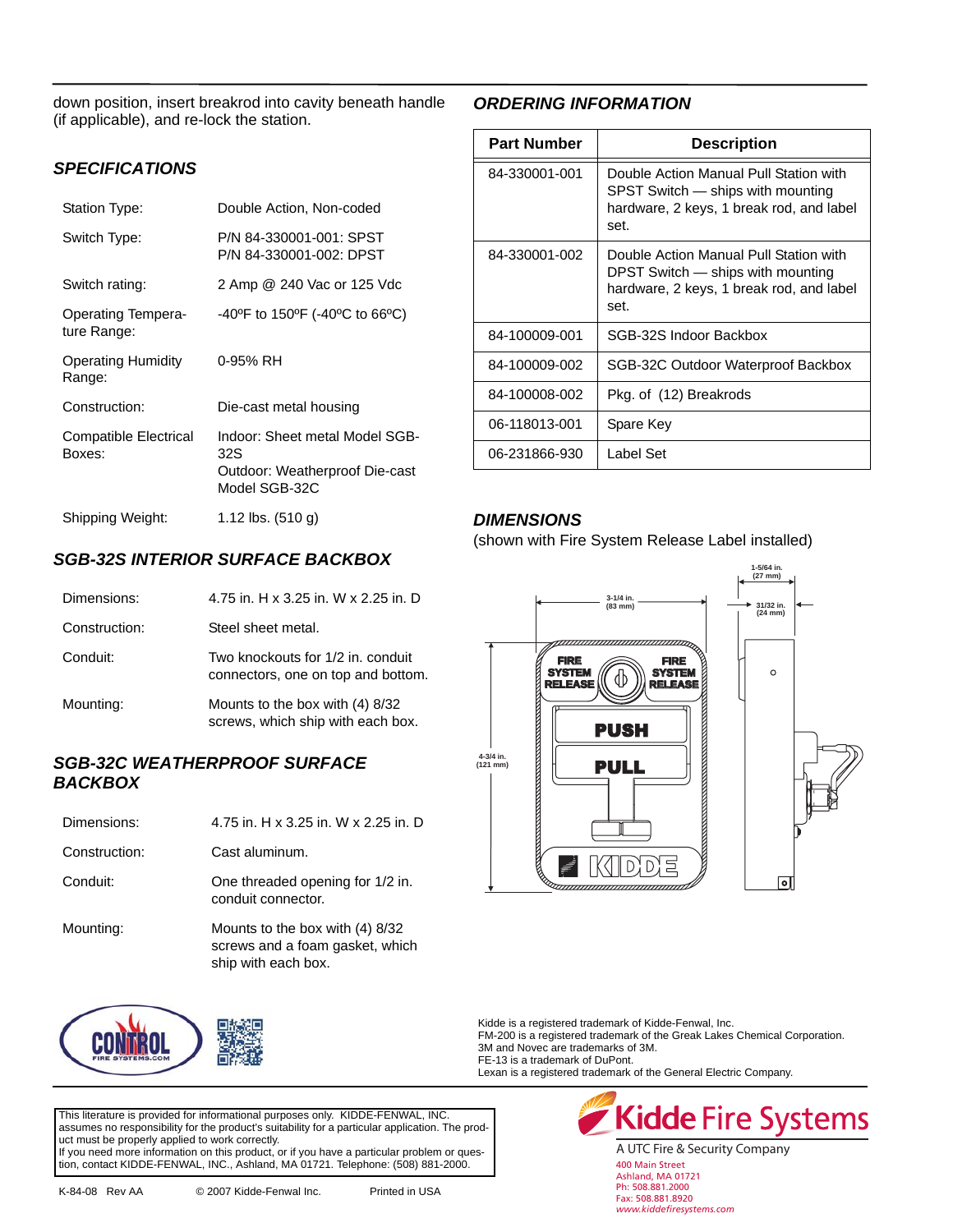down position, insert breakrod into cavity beneath handle (if applicable), and re-lock the station.

## SPECIFICATIONS

| | |
|---|---|
| Station Type: | Double Action, Non-coded |
| Switch Type: | P/N 84-330001-001: SPST<br>P/N 84-330001-002: DPST |
| Switch rating: | 2 Amp @ 240 Vac or 125 Vdc |
| Operating Temperature Range: | -40ºF to 150ºF (-40ºC to 66ºC) |
| Operating Humidity Range: | 0-95% RH |
| Construction: | Die-cast metal housing |
| Compatible Electrical Boxes: | Indoor: Sheet metal Model SGB-32S<br>Outdoor: Weatherproof Die-cast Model SGB-32C |
| Shipping Weight: | 1.12 lbs. (510 g) |

## SGB-32S INTERIOR SURFACE BACKBOX

| | |
|---|---|
| Dimensions: | 4.75 in. H x 3.25 in. W x 2.25 in. D |
| Construction: | Steel sheet metal. |
| Conduit: | Two knockouts for 1/2 in. conduit connectors, one on top and bottom. |
| Mounting: | Mounts to the box with (4) 8/32 screws, which ship with each box. |

## SGB-32C WEATHERPROOF SURFACE BACKBOX

| | |
|---|---|
| Dimensions: | 4.75 in. H x 3.25 in. W x 2.25 in. D |
| Construction: | Cast aluminum. |
| Conduit: | One threaded opening for 1/2 in. conduit connector. |
| Mounting: | Mounts to the box with (4) 8/32 screws and a foam gasket, which ship with each box. |

## ORDERING INFORMATION

| Part Number | Description |
|---|---|
| 84-330001-001 | Double Action Manual Pull Station with SPST Switch — ships with mounting hardware, 2 keys, 1 break rod, and label set. |
| 84-330001-002 | Double Action Manual Pull Station with DPST Switch — ships with mounting hardware, 2 keys, 1 break rod, and label set. |
| 84-100009-001 | SGB-32S Indoor Backbox |
| 84-100009-002 | SGB-32C Outdoor Waterproof Backbox |
| 84-100008-002 | Pkg. of (12) Breakrods |
| 06-118013-001 | Spare Key |
| 06-231866-930 | Label Set |

## DIMENSIONS

(shown with Fire System Release Label installed)

3-1/4 in. (83 mm)

4-3/4 in. (121 mm)

1-5/64 in. (27 mm)

31/32 in. (24 mm)

Kidde is a registered trademark of Kidde-Fenwal, Inc.
FM-200 is a registered trademark of the Greak Lakes Chemical Corporation.
3M and Novec are trademarks of 3M.
FE-13 is a trademark of DuPont.
Lexan is a registered trademark of the General Electric Company.

This literature is provided for informational purposes only. KIDDE-FENWAL, INC. assumes no responsibility for the product's suitability for a particular application. The product must be properly applied to work correctly.
If you need more information on this product, or if you have a particular problem or question, contact KIDDE-FENWAL, INC., Ashland, MA 01721. Telephone: (508) 881-2000.

K-84-08 Rev AA © 2007 Kidde-Fenwal Inc. Printed in USA

Kidde Fire Systems
A UTC Fire & Security Company
400 Main Street
Ashland, MA 01721
Ph: 508.881.2000
Fax: 508.881.8920
www.kiddefiresystems.com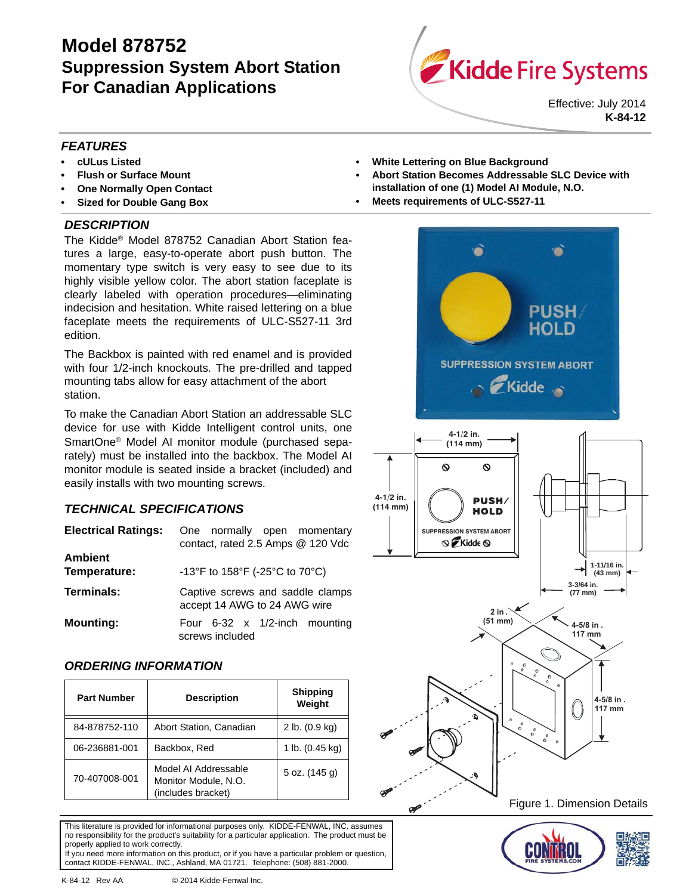# Model 878752
## Suppression System Abort Station For Canadian Applications

Effective: July 2014
**K-84-12**

### FEATURES

- **cULus Listed**
- **Flush or Surface Mount**
- **One Normally Open Contact**
- **Sized for Double Gang Box**
- **White Lettering on Blue Background**
- **Abort Station Becomes Addressable SLC Device with installation of one (1) Model AI Module, N.O.**
- **Meets requirements of ULC-S527-11**

### DESCRIPTION

The Kidde® Model 878752 Canadian Abort Station features a large, easy-to-operate abort push button. The momentary type switch is very easy to see due to its highly visible yellow color. The abort station faceplate is clearly labeled with operation procedures—eliminating indecision and hesitation. White raised lettering on a blue faceplate meets the requirements of ULC-S527-11 3rd edition.

The Backbox is painted with red enamel and is provided with four 1/2-inch knockouts. The pre-drilled and tapped mounting tabs allow for easy attachment of the abort station.

To make the Canadian Abort Station an addressable SLC device for use with Kidde Intelligent control units, one SmartOne® Model AI monitor module (purchased separately) must be installed into the backbox. The Model AI monitor module is seated inside a bracket (included) and easily installs with two mounting screws.

### TECHNICAL SPECIFICATIONS

| | |
|---|---|
| **Electrical Ratings:** | One normally open momentary contact, rated 2.5 Amps @ 120 Vdc |
| **Ambient Temperature:** | -13°F to 158°F (-25°C to 70°C) |
| **Terminals:** | Captive screws and saddle clamps accept 14 AWG to 24 AWG wire |
| **Mounting:** | Four 6-32 x 1/2-inch mounting screws included |

### ORDERING INFORMATION

| Part Number | Description | Shipping Weight |
|---|---|---|
| 84-878752-110 | Abort Station, Canadian | 2 lb. (0.9 kg) |
| 06-236881-001 | Backbox, Red | 1 lb. (0.45 kg) |
| 70-407008-001 | Model AI Addressable Monitor Module, N.O. (includes bracket) | 5 oz. (145 g) |

4-1/2 in. (114 mm)
4-1/2 in. (114 mm)
1-11/16 in. (43 mm)
3-3/64 in. (77 mm)
2 in. (51 mm)
4-5/8 in. 117 mm
4-5/8 in. 117 mm

Figure 1. Dimension Details

This literature is provided for informational purposes only. KIDDE-FENWAL, INC. assumes no responsibility for the product's suitability for a particular application. The product must be properly applied to work correctly.
If you need more information on this product, or if you have a particular problem or question, contact KIDDE-FENWAL, INC., Ashland, MA 01721. Telephone: (508) 881-2000.

K-84-12 Rev AA © 2014 Kidde-Fenwal Inc.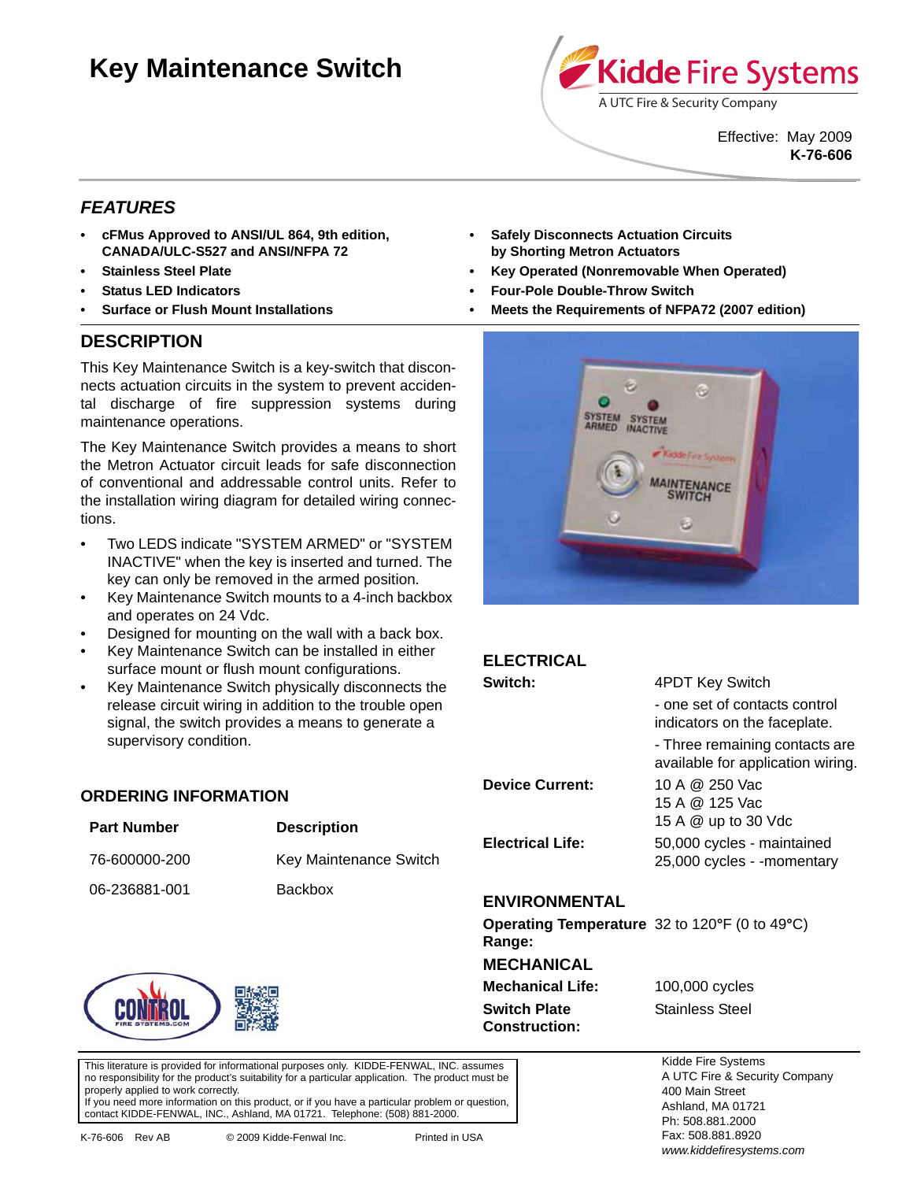# Key Maintenance Switch

Kidde Fire Systems
A UTC Fire & Security Company

Effective: May 2009
**K-76-606**

## *FEATURES*

- **cFMus Approved to ANSI/UL 864, 9th edition, CANADA/ULC-S527 and ANSI/NFPA 72**
- **Stainless Steel Plate**
- **Status LED Indicators**
- **Surface or Flush Mount Installations**
- **Safely Disconnects Actuation Circuits by Shorting Metron Actuators**
- **Key Operated (Nonremovable When Operated)**
- **Four-Pole Double-Throw Switch**
- **Meets the Requirements of NFPA72 (2007 edition)**

## DESCRIPTION

This Key Maintenance Switch is a key-switch that disconnects actuation circuits in the system to prevent accidental discharge of fire suppression systems during maintenance operations.

The Key Maintenance Switch provides a means to short the Metron Actuator circuit leads for safe disconnection of conventional and addressable control units. Refer to the installation wiring diagram for detailed wiring connections.

- Two LEDS indicate "SYSTEM ARMED" or "SYSTEM INACTIVE" when the key is inserted and turned. The key can only be removed in the armed position.
- Key Maintenance Switch mounts to a 4-inch backbox and operates on 24 Vdc.
- Designed for mounting on the wall with a back box.
- Key Maintenance Switch can be installed in either surface mount or flush mount configurations.
- Key Maintenance Switch physically disconnects the release circuit wiring in addition to the trouble open signal, the switch provides a means to generate a supervisory condition.

## ORDERING INFORMATION

| Part Number | Description |
|---|---|
| 76-600000-200 | Key Maintenance Switch |
| 06-236881-001 | Backbox |

## ELECTRICAL

| | |
|---|---|
| **Switch:** | 4PDT Key Switch<br>- one set of contacts control indicators on the faceplate.<br>- Three remaining contacts are available for application wiring. |
| **Device Current:** | 10 A @ 250 Vac<br>15 A @ 125 Vac<br>15 A @ up to 30 Vdc |
| **Electrical Life:** | 50,000 cycles - maintained<br>25,000 cycles - -momentary |

## ENVIRONMENTAL

| | |
|---|---|
| **Operating Temperature Range:** | 32 to 120°F (0 to 49°C) |

## MECHANICAL

| | |
|---|---|
| **Mechanical Life:** | 100,000 cycles |
| **Switch Plate Construction:** | Stainless Steel |

This literature is provided for informational purposes only. KIDDE-FENWAL, INC. assumes no responsibility for the product's suitability for a particular application. The product must be properly applied to work correctly.
If you need more information on this product, or if you have a particular problem or question, contact KIDDE-FENWAL, INC., Ashland, MA 01721. Telephone: (508) 881-2000.

K-76-606 Rev AB © 2009 Kidde-Fenwal Inc. Printed in USA

Kidde Fire Systems
A UTC Fire & Security Company
400 Main Street
Ashland, MA 01721
Ph: 508.881.2000
Fax: 508.881.8920
*www.kiddefiresystems.com*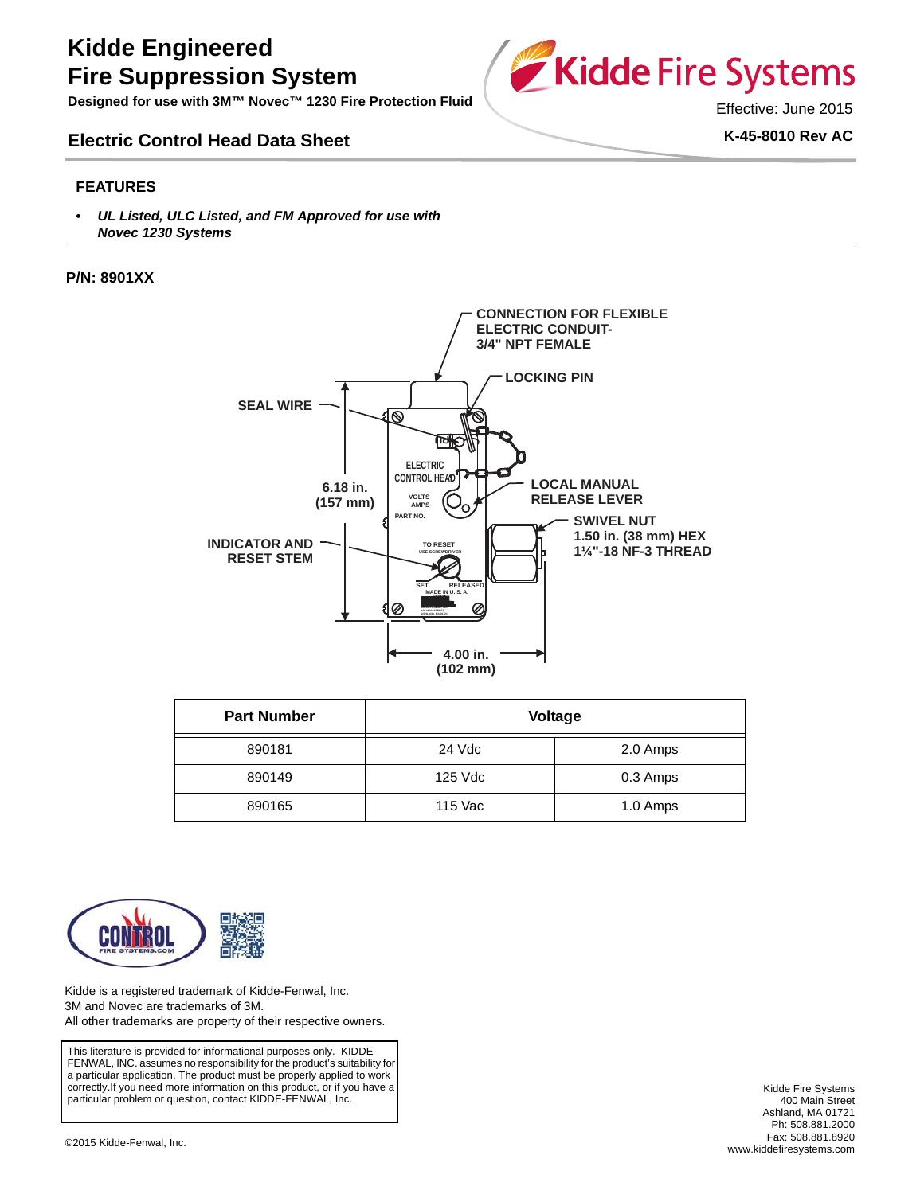# Kidde Engineered Fire Suppression System

**Designed for use with 3M™ Novec™ 1230 Fire Protection Fluid**

Effective: June 2015

**K-45-8010 Rev AC**

## Electric Control Head Data Sheet

### FEATURES

- ***UL Listed, ULC Listed, and FM Approved for use with Novec 1230 Systems***

**P/N: 8901XX**

CONNECTION FOR FLEXIBLE ELECTRIC CONDUIT- 3/4" NPT FEMALE

LOCKING PIN

SEAL WIRE

6.18 in. (157 mm)

LOCAL MANUAL RELEASE LEVER

SWIVEL NUT 1.50 in. (38 mm) HEX 1¼"-18 NF-3 THREAD

INDICATOR AND RESET STEM

4.00 in. (102 mm)

| Part Number | Voltage | |
|---|---|---|
| 890181 | 24 Vdc | 2.0 Amps |
| 890149 | 125 Vdc | 0.3 Amps |
| 890165 | 115 Vac | 1.0 Amps |

Kidde is a registered trademark of Kidde-Fenwal, Inc.
3M and Novec are trademarks of 3M.
All other trademarks are property of their respective owners.

This literature is provided for informational purposes only. KIDDE-FENWAL, INC. assumes no responsibility for the product's suitability for a particular application. The product must be properly applied to work correctly.If you need more information on this product, or if you have a particular problem or question, contact KIDDE-FENWAL, Inc.

Kidde Fire Systems
400 Main Street
Ashland, MA 01721
Ph: 508.881.2000
Fax: 508.881.8920
www.kiddefiresystems.com

©2015 Kidde-Fenwal, Inc.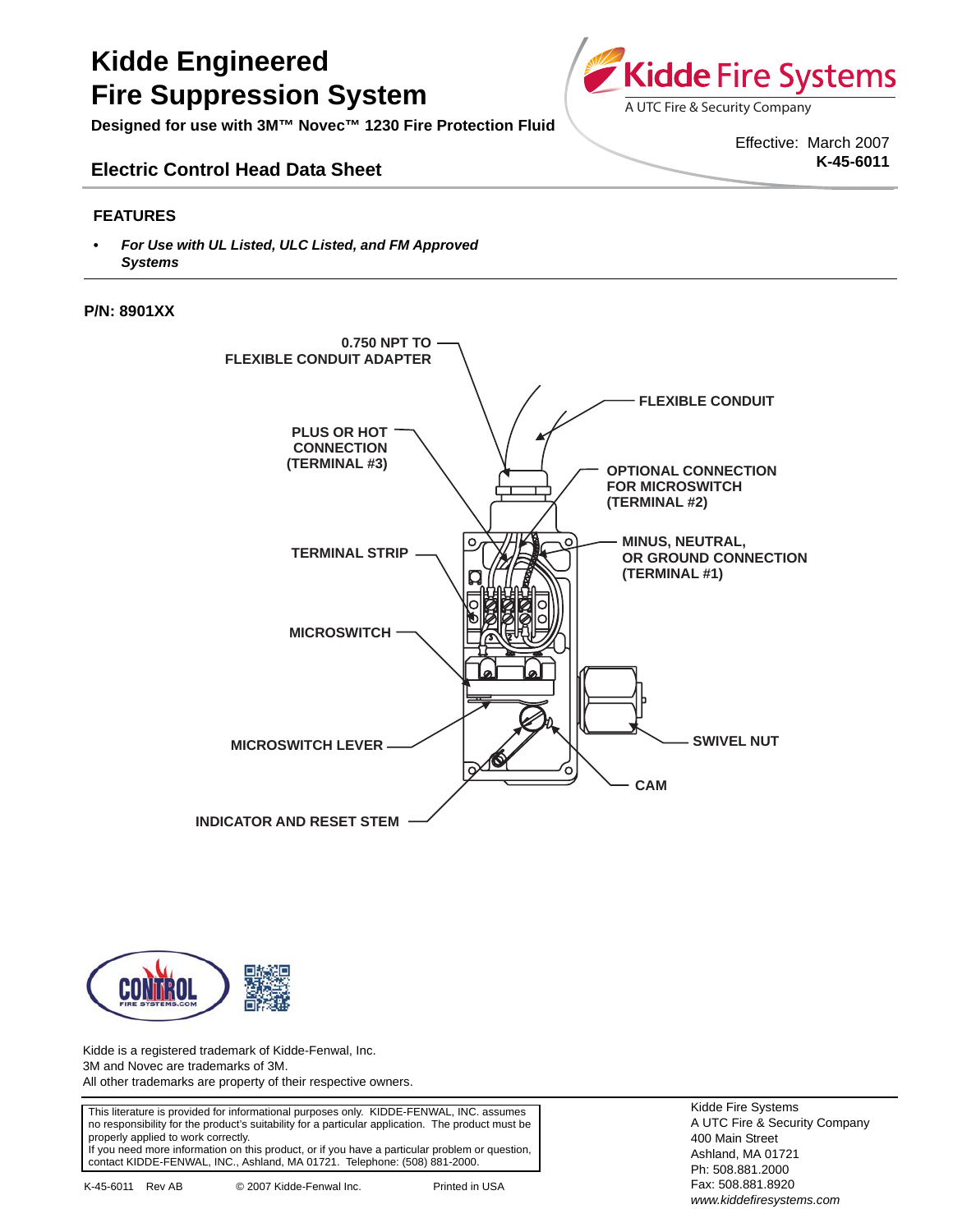# Kidde Engineered Fire Suppression System

**Designed for use with 3M™ Novec™ 1230 Fire Protection Fluid**

Kidde Fire Systems
A UTC Fire & Security Company

Effective: March 2007
**K-45-6011**

## Electric Control Head Data Sheet

### FEATURES

- ***For Use with UL Listed, ULC Listed, and FM Approved Systems***

**P/N: 8901XX**

0.750 NPT TO FLEXIBLE CONDUIT ADAPTER

FLEXIBLE CONDUIT

PLUS OR HOT CONNECTION (TERMINAL #3)

OPTIONAL CONNECTION FOR MICROSWITCH (TERMINAL #2)

TERMINAL STRIP

MINUS, NEUTRAL, OR GROUND CONNECTION (TERMINAL #1)

MICROSWITCH

MICROSWITCH LEVER

SWIVEL NUT

CAM

INDICATOR AND RESET STEM

Kidde is a registered trademark of Kidde-Fenwal, Inc.
3M and Novec are trademarks of 3M.
All other trademarks are property of their respective owners.

This literature is provided for informational purposes only. KIDDE-FENWAL, INC. assumes no responsibility for the product's suitability for a particular application. The product must be properly applied to work correctly.
If you need more information on this product, or if you have a particular problem or question, contact KIDDE-FENWAL, INC., Ashland, MA 01721. Telephone: (508) 881-2000.

K-45-6011 Rev AB © 2007 Kidde-Fenwal Inc. Printed in USA

Kidde Fire Systems
A UTC Fire & Security Company
400 Main Street
Ashland, MA 01721
Ph: 508.881.2000
Fax: 508.881.8920
*www.kiddefiresystems.com*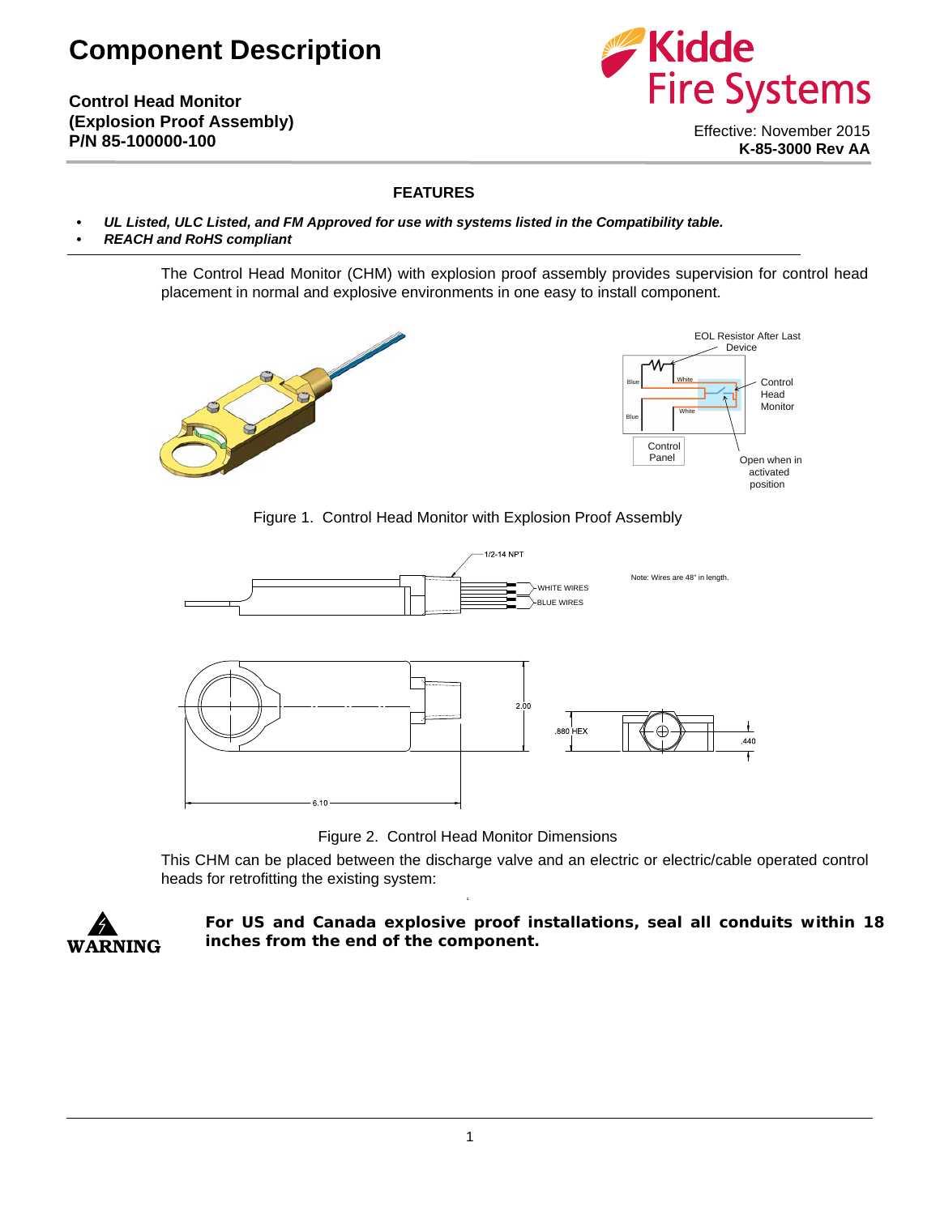# Component Description

**Control Head Monitor (Explosion Proof Assembly)**
**P/N 85-100000-100**

Effective: November 2015
**K-85-3000 Rev AA**

## FEATURES

- ***UL Listed, ULC Listed, and FM Approved for use with systems listed in the Compatibility table.***
- ***REACH and RoHS compliant***

The Control Head Monitor (CHM) with explosion proof assembly provides supervision for control head placement in normal and explosive environments in one easy to install component.

Figure 1. Control Head Monitor with Explosion Proof Assembly

Figure 2. Control Head Monitor Dimensions

This CHM can be placed between the discharge valve and an electric or electric/cable operated control heads for retrofitting the existing system:

**WARNING**

**For US and Canada explosive proof installations, seal all conduits within 18 inches from the end of the component.**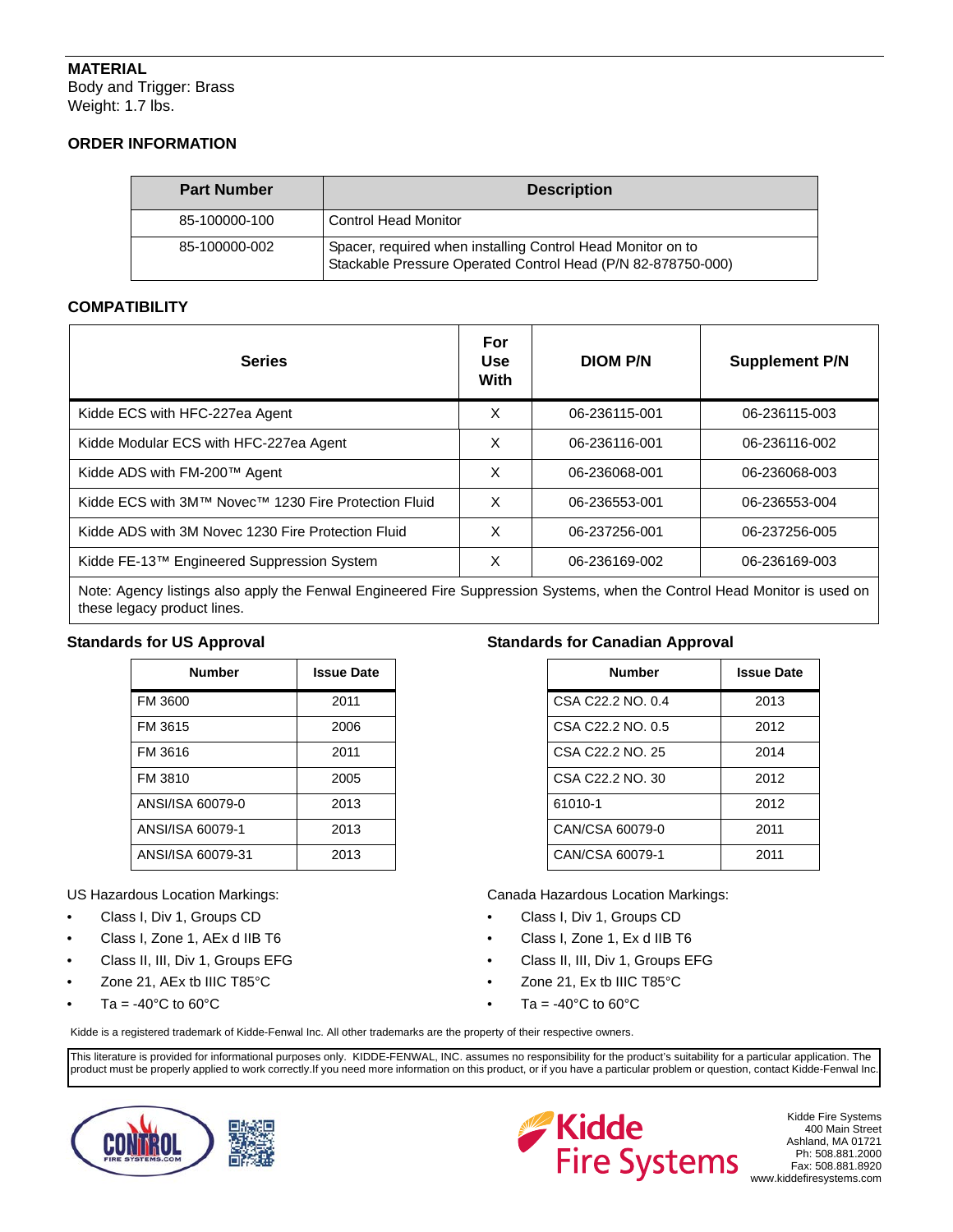## MATERIAL

Body and Trigger: Brass
Weight: 1.7 lbs.

## ORDER INFORMATION

| Part Number | Description |
|---|---|
| 85-100000-100 | Control Head Monitor |
| 85-100000-002 | Spacer, required when installing Control Head Monitor on to Stackable Pressure Operated Control Head (P/N 82-878750-000) |

## COMPATIBILITY

| Series | For Use With | DIOM P/N | Supplement P/N |
|---|---|---|---|
| Kidde ECS with HFC-227ea Agent | X | 06-236115-001 | 06-236115-003 |
| Kidde Modular ECS with HFC-227ea Agent | X | 06-236116-001 | 06-236116-002 |
| Kidde ADS with FM-200™ Agent | X | 06-236068-001 | 06-236068-003 |
| Kidde ECS with 3M™ Novec™ 1230 Fire Protection Fluid | X | 06-236553-001 | 06-236553-004 |
| Kidde ADS with 3M Novec 1230 Fire Protection Fluid | X | 06-237256-001 | 06-237256-005 |
| Kidde FE-13™ Engineered Suppression System | X | 06-236169-002 | 06-236169-003 |

Note: Agency listings also apply the Fenwal Engineered Fire Suppression Systems, when the Control Head Monitor is used on these legacy product lines.

### Standards for US Approval

| Number | Issue Date |
|---|---|
| FM 3600 | 2011 |
| FM 3615 | 2006 |
| FM 3616 | 2011 |
| FM 3810 | 2005 |
| ANSI/ISA 60079-0 | 2013 |
| ANSI/ISA 60079-1 | 2013 |
| ANSI/ISA 60079-31 | 2013 |

US Hazardous Location Markings:

- Class I, Div 1, Groups CD
- Class I, Zone 1, AEx d IIB T6
- Class II, III, Div 1, Groups EFG
- Zone 21, AEx tb IIIC T85°C
- Ta = -40°C to 60°C

### Standards for Canadian Approval

| Number | Issue Date |
|---|---|
| CSA C22.2 NO. 0.4 | 2013 |
| CSA C22.2 NO. 0.5 | 2012 |
| CSA C22.2 NO. 25 | 2014 |
| CSA C22.2 NO. 30 | 2012 |
| 61010-1 | 2012 |
| CAN/CSA 60079-0 | 2011 |
| CAN/CSA 60079-1 | 2011 |

Canada Hazardous Location Markings:

- Class I, Div 1, Groups CD
- Class I, Zone 1, Ex d IIB T6
- Class II, III, Div 1, Groups EFG
- Zone 21, Ex tb IIIC T85°C
- Ta = -40°C to 60°C

Kidde is a registered trademark of Kidde-Fenwal Inc. All other trademarks are the property of their respective owners.

This literature is provided for informational purposes only. KIDDE-FENWAL, INC. assumes no responsibility for the product's suitability for a particular application. The product must be properly applied to work correctly.If you need more information on this product, or if you have a particular problem or question, contact Kidde-Fenwal Inc.

Kidde Fire Systems
400 Main Street
Ashland, MA 01721
Ph: 508.881.2000
Fax: 508.881.8920
www.kiddefiresystems.com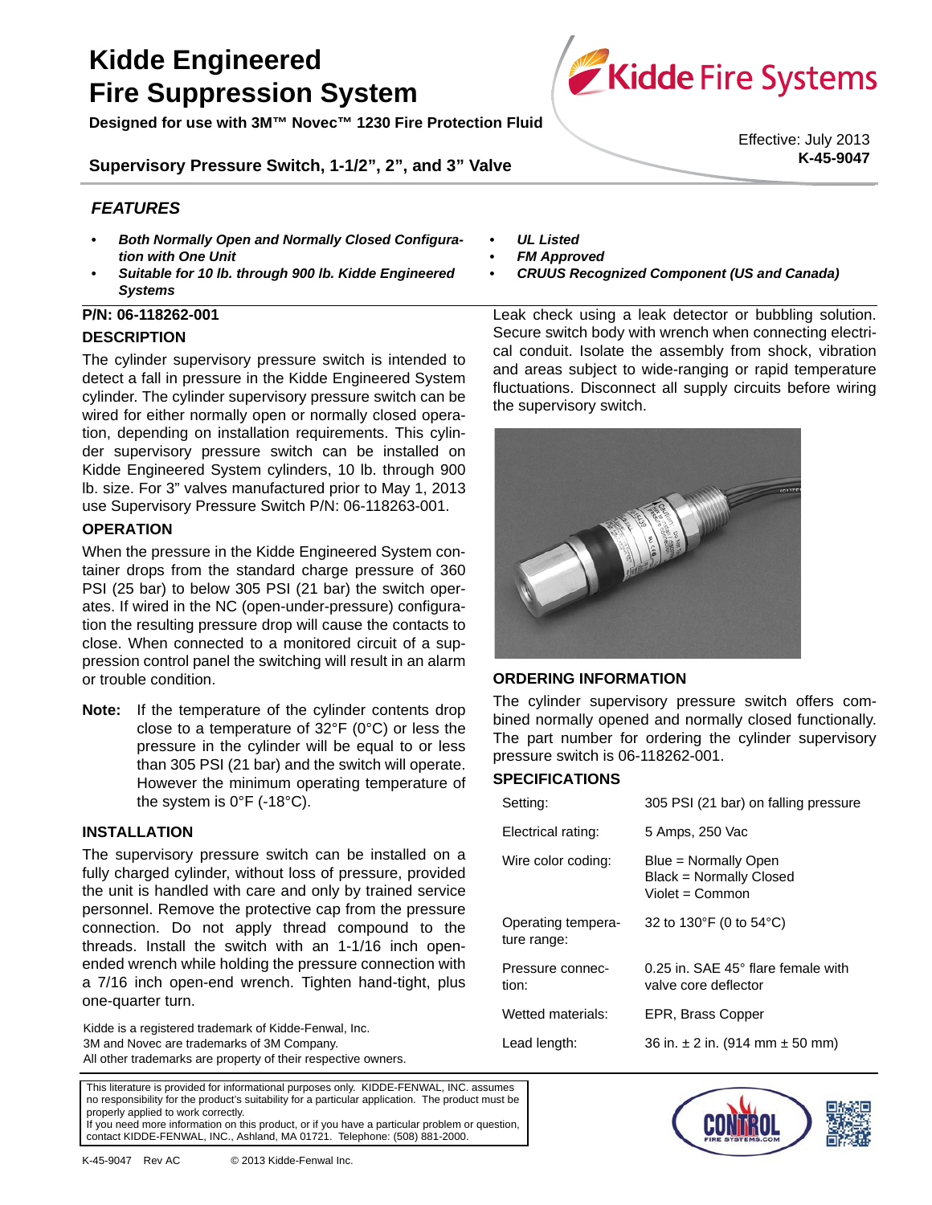# Kidde Engineered Fire Suppression System

**Designed for use with 3M™ Novec™ 1230 Fire Protection Fluid**

Effective: July 2013
**K-45-9047**

## Supervisory Pressure Switch, 1-1/2", 2", and 3" Valve

### *FEATURES*

- ***Both Normally Open and Normally Closed Configuration with One Unit***
- ***Suitable for 10 lb. through 900 lb. Kidde Engineered Systems***
- ***UL Listed***
- ***FM Approved***
- ***CRUUS Recognized Component (US and Canada)***

**P/N: 06-118262-001**

### DESCRIPTION

The cylinder supervisory pressure switch is intended to detect a fall in pressure in the Kidde Engineered System cylinder. The cylinder supervisory pressure switch can be wired for either normally open or normally closed operation, depending on installation requirements. This cylinder supervisory pressure switch can be installed on Kidde Engineered System cylinders, 10 lb. through 900 lb. size. For 3" valves manufactured prior to May 1, 2013 use Supervisory Pressure Switch P/N: 06-118263-001.

### OPERATION

When the pressure in the Kidde Engineered System container drops from the standard charge pressure of 360 PSI (25 bar) to below 305 PSI (21 bar) the switch operates. If wired in the NC (open-under-pressure) configuration the resulting pressure drop will cause the contacts to close. When connected to a monitored circuit of a suppression control panel the switching will result in an alarm or trouble condition.

**Note:** If the temperature of the cylinder contents drop close to a temperature of 32°F (0°C) or less the pressure in the cylinder will be equal to or less than 305 PSI (21 bar) and the switch will operate. However the minimum operating temperature of the system is 0°F (-18°C).

### INSTALLATION

The supervisory pressure switch can be installed on a fully charged cylinder, without loss of pressure, provided the unit is handled with care and only by trained service personnel. Remove the protective cap from the pressure connection. Do not apply thread compound to the threads. Install the switch with an 1-1/16 inch open-ended wrench while holding the pressure connection with a 7/16 inch open-end wrench. Tighten hand-tight, plus one-quarter turn.

Leak check using a leak detector or bubbling solution. Secure switch body with wrench when connecting electrical conduit. Isolate the assembly from shock, vibration and areas subject to wide-ranging or rapid temperature fluctuations. Disconnect all supply circuits before wiring the supervisory switch.

### ORDERING INFORMATION

The cylinder supervisory pressure switch offers combined normally opened and normally closed functionally. The part number for ordering the cylinder supervisory pressure switch is 06-118262-001.

### SPECIFICATIONS

| | |
|---|---|
| Setting: | 305 PSI (21 bar) on falling pressure |
| Electrical rating: | 5 Amps, 250 Vac |
| Wire color coding: | Blue = Normally Open<br>Black = Normally Closed<br>Violet = Common |
| Operating temperature range: | 32 to 130°F (0 to 54°C) |
| Pressure connection: | 0.25 in. SAE 45° flare female with valve core deflector |
| Wetted materials: | EPR, Brass Copper |
| Lead length: | 36 in. ± 2 in. (914 mm ± 50 mm) |

Kidde is a registered trademark of Kidde-Fenwal, Inc.
3M and Novec are trademarks of 3M Company.
All other trademarks are property of their respective owners.

This literature is provided for informational purposes only. KIDDE-FENWAL, INC. assumes no responsibility for the product's suitability for a particular application. The product must be properly applied to work correctly.
If you need more information on this product, or if you have a particular problem or question, contact KIDDE-FENWAL, INC., Ashland, MA 01721. Telephone: (508) 881-2000.

K-45-9047 Rev AC © 2013 Kidde-Fenwal Inc.